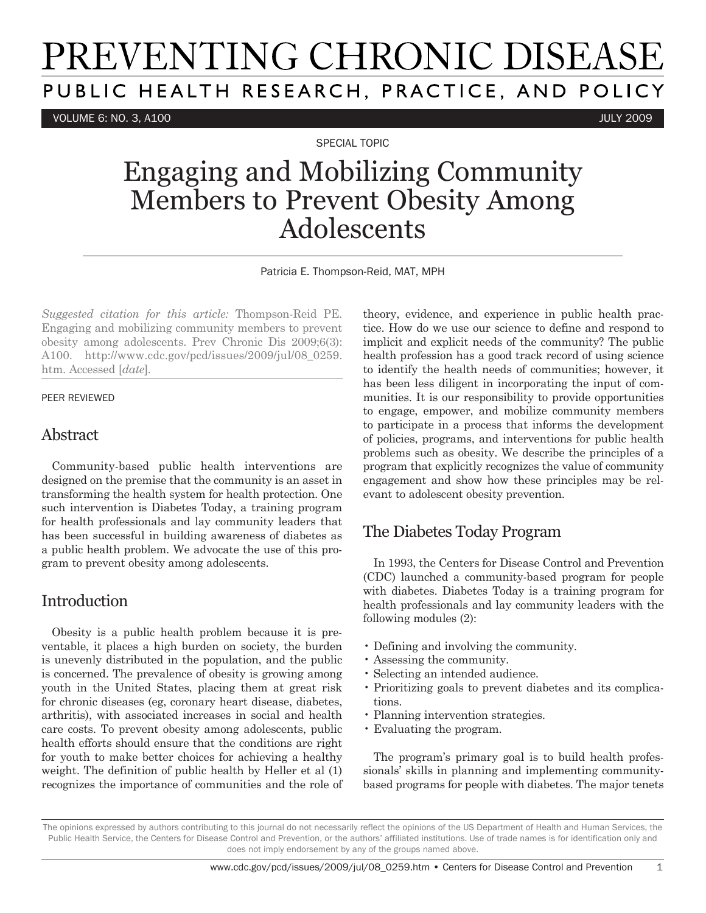# PREVENTING CHRONIC DISEASE

PUBLIC HEALTH RESEARCH, PRACTICE, AND POLICY

SPECIAL TOPIC

# Engaging and Mobilizing Community Members to Prevent Obesity Among Adolescents

Patricia E. Thompson-Reid, MAT, MPH

*Suggested citation for this article:* Thompson-Reid PE. Engaging and mobilizing community members to prevent obesity among adolescents. Prev Chronic Dis 2009;6(3): A100. http://www.cdc.gov/pcd/issues/2009/jul/08_0259.htm. Accessed [*date*].

PEER REVIEWED

## Abstract

Community-based public health interventions are designed on the premise that the community is an asset in transforming the health system for health protection. One such intervention is Diabetes Today, a training program for health professionals and lay community leaders that has been successful in building awareness of diabetes as a public health problem. We advocate the use of this program to prevent obesity among adolescents.

## Introduction

Obesity is a public health problem because it is preventable, it places a high burden on society, the burden is unevenly distributed in the population, and the public is concerned. The prevalence of obesity is growing among youth in the United States, placing them at great risk for chronic diseases (eg, coronary heart disease, diabetes, arthritis), with associated increases in social and health care costs. To prevent obesity among adolescents, public health efforts should ensure that the conditions are right for youth to make better choices for achieving a healthy weight. The definition of public health by Heller et al (1) recognizes the importance of communities and the role of theory, evidence, and experience in public health practice. How do we use our science to define and respond to implicit and explicit needs of the community? The public health profession has a good track record of using science to identify the health needs of communities; however, it has been less diligent in incorporating the input of communities. It is our responsibility to provide opportunities to engage, empower, and mobilize community members to participate in a process that informs the development of policies, programs, and interventions for public health problems such as obesity. We describe the principles of a program that explicitly recognizes the value of community engagement and show how these principles may be relevant to adolescent obesity prevention.

## The Diabetes Today Program

In 1993, the Centers for Disease Control and Prevention (CDC) launched a community-based program for people with diabetes. Diabetes Today is a training program for health professionals and lay community leaders with the following modules (2):

- Defining and involving the community.
- Assessing the community.
- Selecting an intended audience.
- Prioritizing goals to prevent diabetes and its complications.
- Planning intervention strategies.
- Evaluating the program.

The program's primary goal is to build health professionals' skills in planning and implementing community-based programs for people with diabetes. The major tenets

The opinions expressed by authors contributing to this journal do not necessarily reflect the opinions of the US Department of Health and Human Services, the Public Health Service, the Centers for Disease Control and Prevention, or the authors' affiliated institutions. Use of trade names is for identification only and does not imply endorsement by any of the groups named above.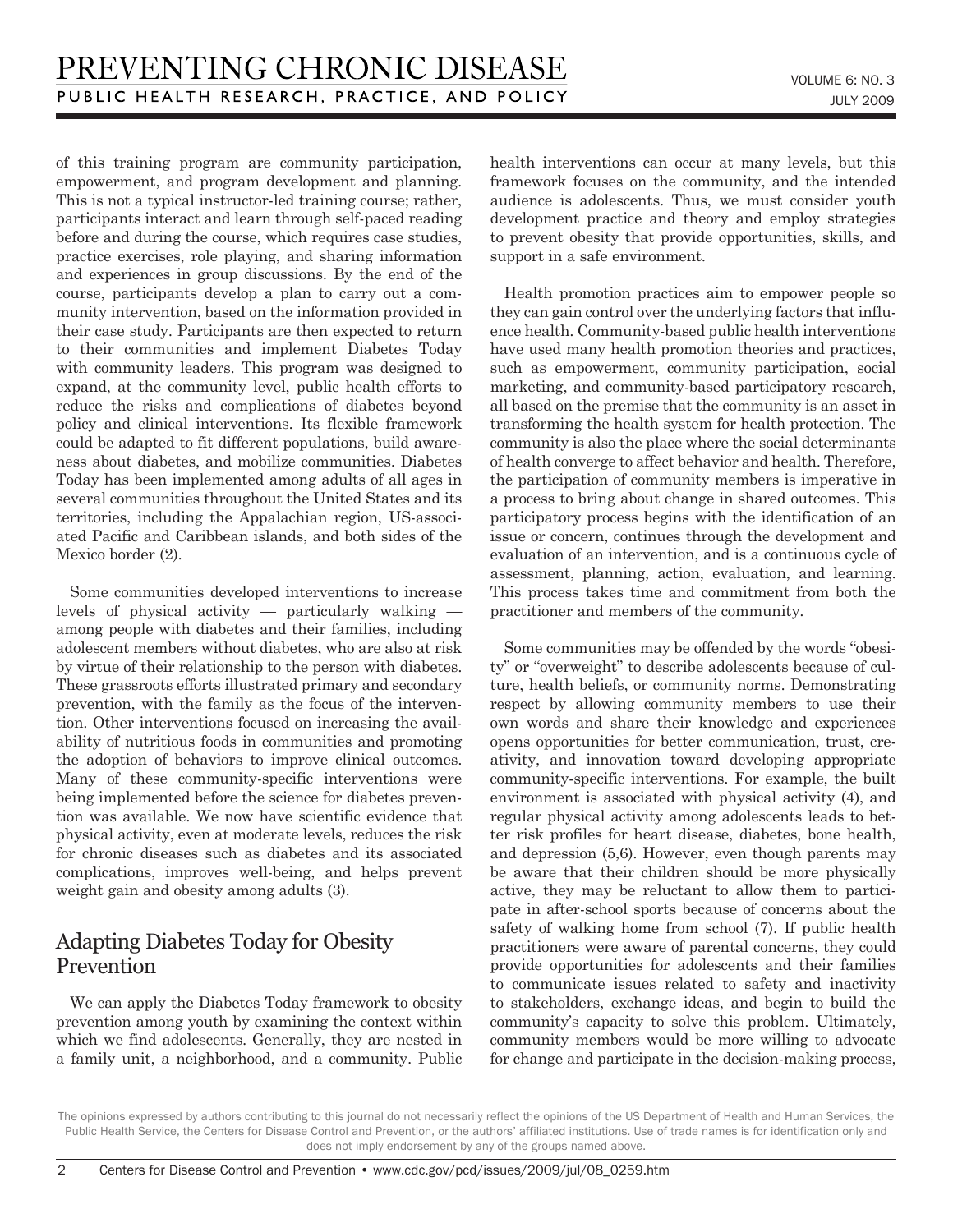of this training program are community participation, empowerment, and program development and planning. This is not a typical instructor-led training course; rather, participants interact and learn through self-paced reading before and during the course, which requires case studies, practice exercises, role playing, and sharing information and experiences in group discussions. By the end of the course, participants develop a plan to carry out a community intervention, based on the information provided in their case study. Participants are then expected to return to their communities and implement Diabetes Today with community leaders. This program was designed to expand, at the community level, public health efforts to reduce the risks and complications of diabetes beyond policy and clinical interventions. Its flexible framework could be adapted to fit different populations, build awareness about diabetes, and mobilize communities. Diabetes Today has been implemented among adults of all ages in several communities throughout the United States and its territories, including the Appalachian region, US-associated Pacific and Caribbean islands, and both sides of the Mexico border (2).

Some communities developed interventions to increase levels of physical activity — particularly walking — among people with diabetes and their families, including adolescent members without diabetes, who are also at risk by virtue of their relationship to the person with diabetes. These grassroots efforts illustrated primary and secondary prevention, with the family as the focus of the intervention. Other interventions focused on increasing the availability of nutritious foods in communities and promoting the adoption of behaviors to improve clinical outcomes. Many of these community-specific interventions were being implemented before the science for diabetes prevention was available. We now have scientific evidence that physical activity, even at moderate levels, reduces the risk for chronic diseases such as diabetes and its associated complications, improves well-being, and helps prevent weight gain and obesity among adults (3).

## Adapting Diabetes Today for Obesity Prevention

We can apply the Diabetes Today framework to obesity prevention among youth by examining the context within which we find adolescents. Generally, they are nested in a family unit, a neighborhood, and a community. Public health interventions can occur at many levels, but this framework focuses on the community, and the intended audience is adolescents. Thus, we must consider youth development practice and theory and employ strategies to prevent obesity that provide opportunities, skills, and support in a safe environment.

Health promotion practices aim to empower people so they can gain control over the underlying factors that influence health. Community-based public health interventions have used many health promotion theories and practices, such as empowerment, community participation, social marketing, and community-based participatory research, all based on the premise that the community is an asset in transforming the health system for health protection. The community is also the place where the social determinants of health converge to affect behavior and health. Therefore, the participation of community members is imperative in a process to bring about change in shared outcomes. This participatory process begins with the identification of an issue or concern, continues through the development and evaluation of an intervention, and is a continuous cycle of assessment, planning, action, evaluation, and learning. This process takes time and commitment from both the practitioner and members of the community.

Some communities may be offended by the words "obesity" or "overweight" to describe adolescents because of culture, health beliefs, or community norms. Demonstrating respect by allowing community members to use their own words and share their knowledge and experiences opens opportunities for better communication, trust, creativity, and innovation toward developing appropriate community-specific interventions. For example, the built environment is associated with physical activity (4), and regular physical activity among adolescents leads to better risk profiles for heart disease, diabetes, bone health, and depression (5,6). However, even though parents may be aware that their children should be more physically active, they may be reluctant to allow them to participate in after-school sports because of concerns about the safety of walking home from school (7). If public health practitioners were aware of parental concerns, they could provide opportunities for adolescents and their families to communicate issues related to safety and inactivity to stakeholders, exchange ideas, and begin to build the community's capacity to solve this problem. Ultimately, community members would be more willing to advocate for change and participate in the decision-making process,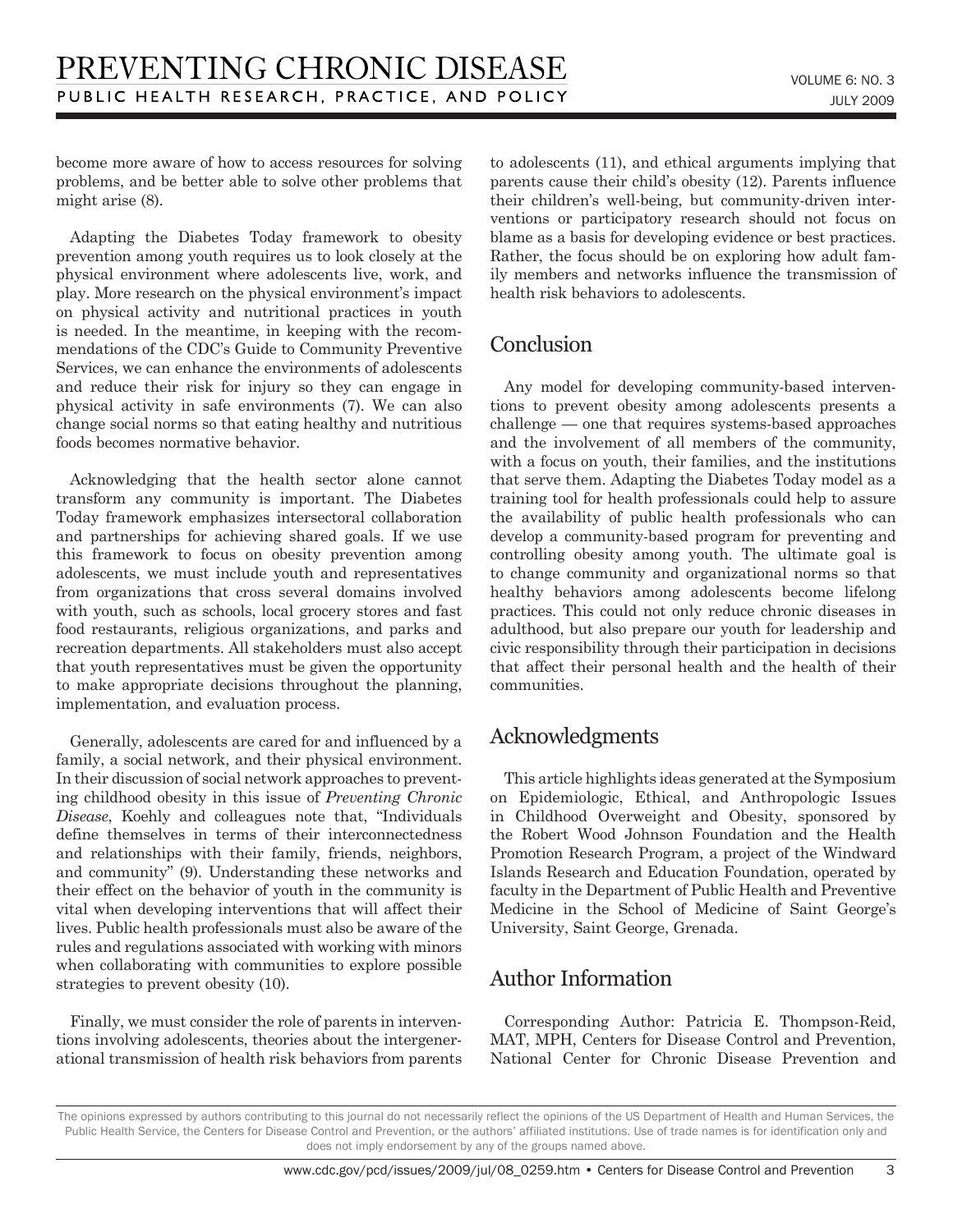become more aware of how to access resources for solving problems, and be better able to solve other problems that might arise (8).

Adapting the Diabetes Today framework to obesity prevention among youth requires us to look closely at the physical environment where adolescents live, work, and play. More research on the physical environment's impact on physical activity and nutritional practices in youth is needed. In the meantime, in keeping with the recommendations of the CDC's Guide to Community Preventive Services, we can enhance the environments of adolescents and reduce their risk for injury so they can engage in physical activity in safe environments (7). We can also change social norms so that eating healthy and nutritious foods becomes normative behavior.

Acknowledging that the health sector alone cannot transform any community is important. The Diabetes Today framework emphasizes intersectoral collaboration and partnerships for achieving shared goals. If we use this framework to focus on obesity prevention among adolescents, we must include youth and representatives from organizations that cross several domains involved with youth, such as schools, local grocery stores and fast food restaurants, religious organizations, and parks and recreation departments. All stakeholders must also accept that youth representatives must be given the opportunity to make appropriate decisions throughout the planning, implementation, and evaluation process.

Generally, adolescents are cared for and influenced by a family, a social network, and their physical environment. In their discussion of social network approaches to preventing childhood obesity in this issue of *Preventing Chronic Disease*, Koehly and colleagues note that, "Individuals define themselves in terms of their interconnectedness and relationships with their family, friends, neighbors, and community" (9). Understanding these networks and their effect on the behavior of youth in the community is vital when developing interventions that will affect their lives. Public health professionals must also be aware of the rules and regulations associated with working with minors when collaborating with communities to explore possible strategies to prevent obesity (10).

Finally, we must consider the role of parents in interventions involving adolescents, theories about the intergenerational transmission of health risk behaviors from parents to adolescents (11), and ethical arguments implying that parents cause their child's obesity (12). Parents influence their children's well-being, but community-driven interventions or participatory research should not focus on blame as a basis for developing evidence or best practices. Rather, the focus should be on exploring how adult family members and networks influence the transmission of health risk behaviors to adolescents.

## Conclusion

Any model for developing community-based interventions to prevent obesity among adolescents presents a challenge — one that requires systems-based approaches and the involvement of all members of the community, with a focus on youth, their families, and the institutions that serve them. Adapting the Diabetes Today model as a training tool for health professionals could help to assure the availability of public health professionals who can develop a community-based program for preventing and controlling obesity among youth. The ultimate goal is to change community and organizational norms so that healthy behaviors among adolescents become lifelong practices. This could not only reduce chronic diseases in adulthood, but also prepare our youth for leadership and civic responsibility through their participation in decisions that affect their personal health and the health of their communities.

## Acknowledgments

This article highlights ideas generated at the Symposium on Epidemiologic, Ethical, and Anthropologic Issues in Childhood Overweight and Obesity, sponsored by the Robert Wood Johnson Foundation and the Health Promotion Research Program, a project of the Windward Islands Research and Education Foundation, operated by faculty in the Department of Public Health and Preventive Medicine in the School of Medicine of Saint George's University, Saint George, Grenada.

## Author Information

Corresponding Author: Patricia E. Thompson-Reid, MAT, MPH, Centers for Disease Control and Prevention, National Center for Chronic Disease Prevention and

The opinions expressed by authors contributing to this journal do not necessarily reflect the opinions of the US Department of Health and Human Services, the Public Health Service, the Centers for Disease Control and Prevention, or the authors' affiliated institutions. Use of trade names is for identification only and does not imply endorsement by any of the groups named above.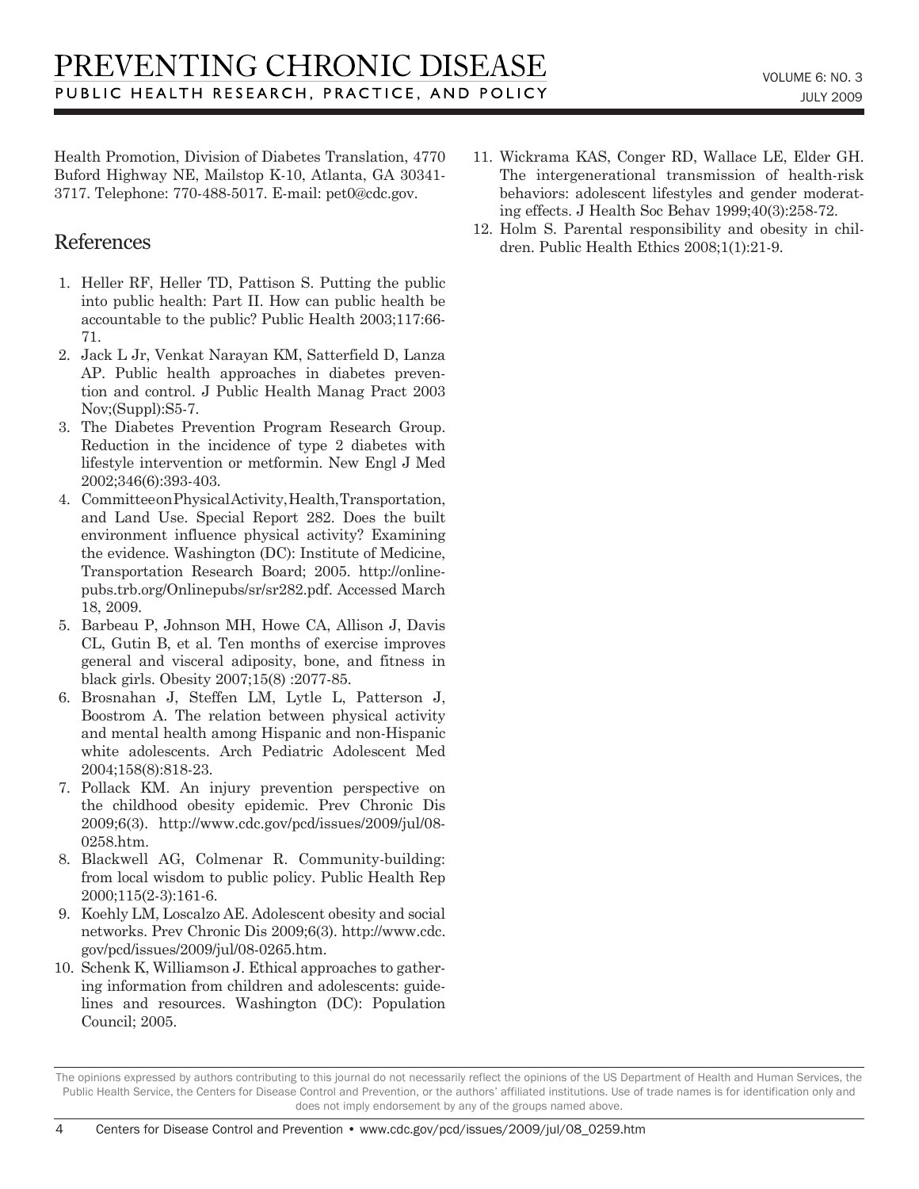Health Promotion, Division of Diabetes Translation, 4770 Buford Highway NE, Mailstop K-10, Atlanta, GA 30341-3717. Telephone: 770-488-5017. E-mail: pet0@cdc.gov.

## References

1. Heller RF, Heller TD, Pattison S. Putting the public into public health: Part II. How can public health be accountable to the public? Public Health 2003;117:66-71.
2. Jack L Jr, Venkat Narayan KM, Satterfield D, Lanza AP. Public health approaches in diabetes prevention and control. J Public Health Manag Pract 2003 Nov;(Suppl):S5-7.
3. The Diabetes Prevention Program Research Group. Reduction in the incidence of type 2 diabetes with lifestyle intervention or metformin. New Engl J Med 2002;346(6):393-403.
4. Committee on Physical Activity, Health, Transportation, and Land Use. Special Report 282. Does the built environment influence physical activity? Examining the evidence. Washington (DC): Institute of Medicine, Transportation Research Board; 2005. http://onlinepubs.trb.org/Onlinepubs/sr/sr282.pdf. Accessed March 18, 2009.
5. Barbeau P, Johnson MH, Howe CA, Allison J, Davis CL, Gutin B, et al. Ten months of exercise improves general and visceral adiposity, bone, and fitness in black girls. Obesity 2007;15(8) :2077-85.
6. Brosnahan J, Steffen LM, Lytle L, Patterson J, Boostrom A. The relation between physical activity and mental health among Hispanic and non-Hispanic white adolescents. Arch Pediatric Adolescent Med 2004;158(8):818-23.
7. Pollack KM. An injury prevention perspective on the childhood obesity epidemic. Prev Chronic Dis 2009;6(3). http://www.cdc.gov/pcd/issues/2009/jul/08-0258.htm.
8. Blackwell AG, Colmenar R. Community-building: from local wisdom to public policy. Public Health Rep 2000;115(2-3):161-6.
9. Koehly LM, Loscalzo AE. Adolescent obesity and social networks. Prev Chronic Dis 2009;6(3). http://www.cdc.gov/pcd/issues/2009/jul/08-0265.htm.
10. Schenk K, Williamson J. Ethical approaches to gathering information from children and adolescents: guidelines and resources. Washington (DC): Population Council; 2005.
11. Wickrama KAS, Conger RD, Wallace LE, Elder GH. The intergenerational transmission of health-risk behaviors: adolescent lifestyles and gender moderating effects. J Health Soc Behav 1999;40(3):258-72.
12. Holm S. Parental responsibility and obesity in children. Public Health Ethics 2008;1(1):21-9.

The opinions expressed by authors contributing to this journal do not necessarily reflect the opinions of the US Department of Health and Human Services, the Public Health Service, the Centers for Disease Control and Prevention, or the authors' affiliated institutions. Use of trade names is for identification only and does not imply endorsement by any of the groups named above.